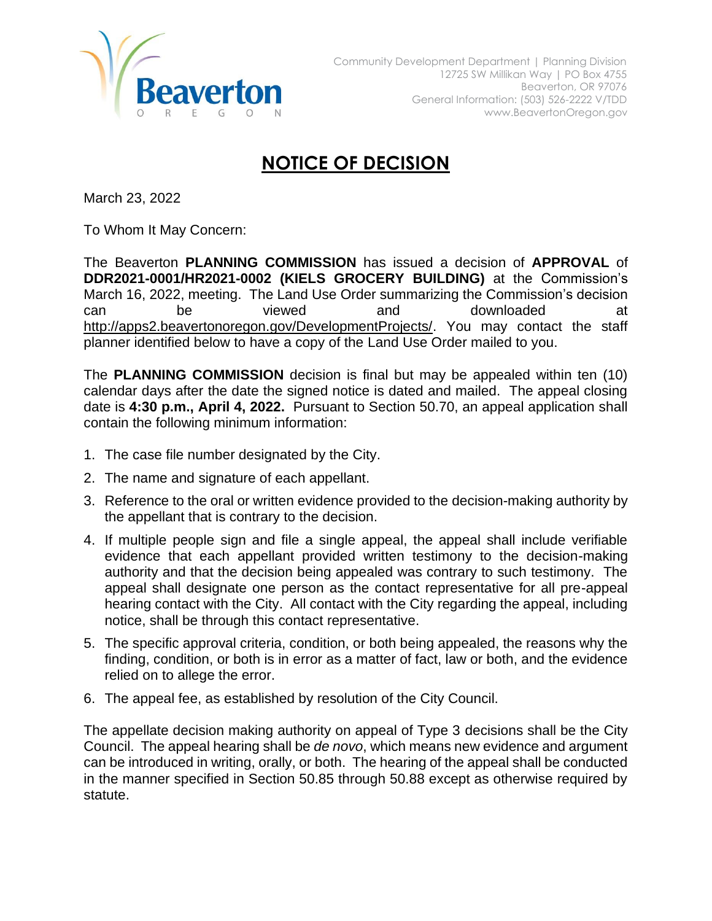Beaverton
OREGON

Community Development Department | Planning Division
12725 SW Millikan Way | PO Box 4755
Beaverton, OR 97076
General Information: (503) 526-2222 V/TDD
www.BeavertonOregon.gov

# NOTICE OF DECISION

March 23, 2022

To Whom It May Concern:

The Beaverton **PLANNING COMMISSION** has issued a decision of **APPROVAL** of **DDR2021-0001/HR2021-0002 (KIELS GROCERY BUILDING)** at the Commission's March 16, 2022, meeting. The Land Use Order summarizing the Commission's decision can be viewed and downloaded at http://apps2.beavertonoregon.gov/DevelopmentProjects/. You may contact the staff planner identified below to have a copy of the Land Use Order mailed to you.

The **PLANNING COMMISSION** decision is final but may be appealed within ten (10) calendar days after the date the signed notice is dated and mailed. The appeal closing date is **4:30 p.m., April 4, 2022.** Pursuant to Section 50.70, an appeal application shall contain the following minimum information:

1. The case file number designated by the City.
2. The name and signature of each appellant.
3. Reference to the oral or written evidence provided to the decision-making authority by the appellant that is contrary to the decision.
4. If multiple people sign and file a single appeal, the appeal shall include verifiable evidence that each appellant provided written testimony to the decision-making authority and that the decision being appealed was contrary to such testimony. The appeal shall designate one person as the contact representative for all pre-appeal hearing contact with the City. All contact with the City regarding the appeal, including notice, shall be through this contact representative.
5. The specific approval criteria, condition, or both being appealed, the reasons why the finding, condition, or both is in error as a matter of fact, law or both, and the evidence relied on to allege the error.
6. The appeal fee, as established by resolution of the City Council.

The appellate decision making authority on appeal of Type 3 decisions shall be the City Council. The appeal hearing shall be *de novo*, which means new evidence and argument can be introduced in writing, orally, or both. The hearing of the appeal shall be conducted in the manner specified in Section 50.85 through 50.88 except as otherwise required by statute.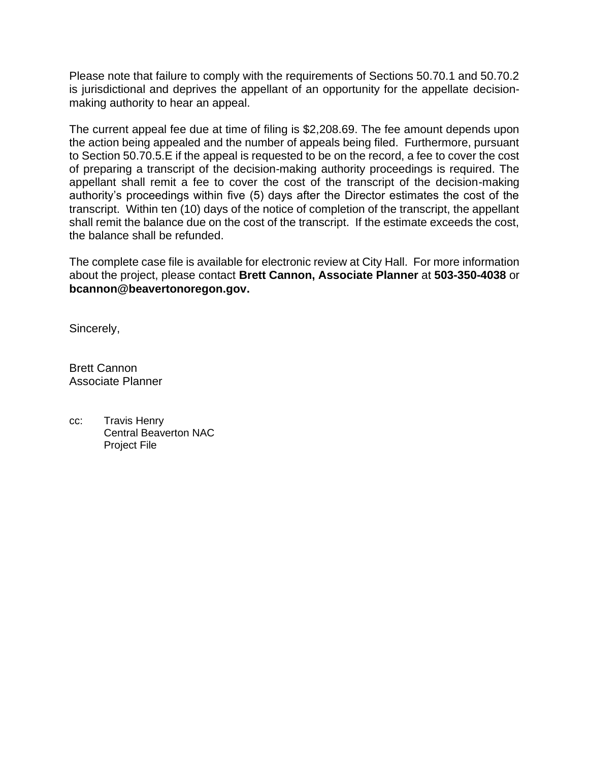Please note that failure to comply with the requirements of Sections 50.70.1 and 50.70.2 is jurisdictional and deprives the appellant of an opportunity for the appellate decision-making authority to hear an appeal.

The current appeal fee due at time of filing is $2,208.69. The fee amount depends upon the action being appealed and the number of appeals being filed. Furthermore, pursuant to Section 50.70.5.E if the appeal is requested to be on the record, a fee to cover the cost of preparing a transcript of the decision-making authority proceedings is required. The appellant shall remit a fee to cover the cost of the transcript of the decision-making authority's proceedings within five (5) days after the Director estimates the cost of the transcript. Within ten (10) days of the notice of completion of the transcript, the appellant shall remit the balance due on the cost of the transcript. If the estimate exceeds the cost, the balance shall be refunded.

The complete case file is available for electronic review at City Hall. For more information about the project, please contact **Brett Cannon, Associate Planner** at **503-350-4038** or **bcannon@beavertonoregon.gov.**

Sincerely,

Brett Cannon
Associate Planner

cc: Travis Henry
Central Beaverton NAC
Project File